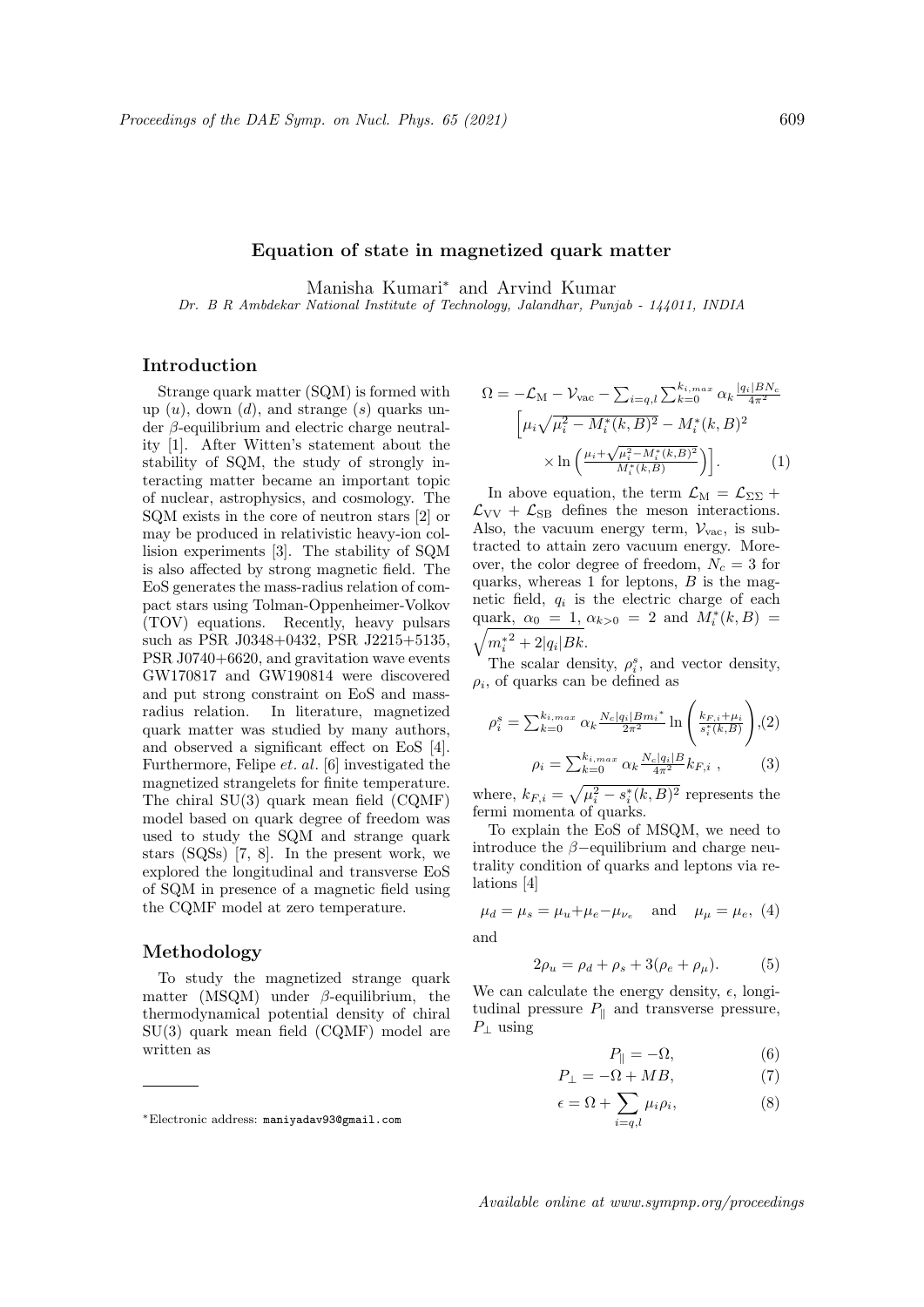# Equation of state in magnetized quark matter

Manisha Kumari* and Arvind Kumar

*Dr. B R Ambdekar National Institute of Technology, Jalandhar, Punjab - 144011, INDIA*

## Introduction

Strange quark matter (SQM) is formed with up ($u$), down ($d$), and strange ($s$) quarks under $\beta$-equilibrium and electric charge neutrality [1]. After Witten's statement about the stability of SQM, the study of strongly interacting matter became an important topic of nuclear, astrophysics, and cosmology. The SQM exists in the core of neutron stars [2] or may be produced in relativistic heavy-ion collision experiments [3]. The stability of SQM is also affected by strong magnetic field. The EoS generates the mass-radius relation of compact stars using Tolman-Oppenheimer-Volkov (TOV) equations. Recently, heavy pulsars such as PSR J0348+0432, PSR J2215+5135, PSR J0740+6620, and gravitation wave events GW170817 and GW190814 were discovered and put strong constraint on EoS and mass-radius relation. In literature, magnetized quark matter was studied by many authors, and observed a significant effect on EoS [4]. Furthermore, Felipe *et. al.* [6] investigated the magnetized strangelets for finite temperature. The chiral SU(3) quark mean field (CQMF) model based on quark degree of freedom was used to study the SQM and strange quark stars (SQSs) [7, 8]. In the present work, we explored the longitudinal and transverse EoS of SQM in presence of a magnetic field using the CQMF model at zero temperature.

## Methodology

To study the magnetized strange quark matter (MSQM) under $\beta$-equilibrium, the thermodynamical potential density of chiral SU(3) quark mean field (CQMF) model are written as

$$\Omega = -\mathcal{L}_{\rm M} - \mathcal{V}_{\rm vac} - \sum_{i=q,l} \sum_{k=0}^{k_{i,max}} \alpha_k \frac{|q_i|BN_c}{4\pi^2} \Big[\mu_i \sqrt{\mu_i^2 - M_i^*(k,B)^2} - M_i^*(k,B)^2 \times \ln\left(\frac{\mu_i + \sqrt{\mu_i^2 - M_i^*(k,B)^2}}{M_i^*(k,B)}\right)\Big]. \quad (1)$$

In above equation, the term $\mathcal{L}_{\rm M} = \mathcal{L}_{\Sigma\Sigma} + \mathcal{L}_{\rm VV} + \mathcal{L}_{\rm SB}$ defines the meson interactions. Also, the vacuum energy term, $\mathcal{V}_{\rm vac}$, is subtracted to attain zero vacuum energy. Moreover, the color degree of freedom, $N_c = 3$ for quarks, whereas 1 for leptons, $B$ is the magnetic field, $q_i$ is the electric charge of each quark, $\alpha_0 = 1$, $\alpha_{k>0} = 2$ and $M_i^*(k,B) = \sqrt{m_i^{*2} + 2|q_i|Bk}$.

The scalar density, $\rho_i^s$, and vector density, $\rho_i$, of quarks can be defined as

$$\rho_i^s = \sum_{k=0}^{k_{i,max}} \alpha_k \frac{N_c|q_i|Bm_i{}^*}{2\pi^2} \ln\left(\frac{k_{F,i}+\mu_i}{s_i^*(k,B)}\right), \quad (2)$$

$$\rho_i = \sum_{k=0}^{k_{i,max}} \alpha_k \frac{N_c|q_i|B}{4\pi^2} k_{F,i}\ , \quad (3)$$

where, $k_{F,i} = \sqrt{\mu_i^2 - s_i^*(k,B)^2}$ represents the fermi momenta of quarks.

To explain the EoS of MSQM, we need to introduce the $\beta-$equilibrium and charge neutrality condition of quarks and leptons via relations [4]

$$\mu_d = \mu_s = \mu_u + \mu_e - \mu_{\nu_e} \quad \text{and} \quad \mu_\mu = \mu_e, \quad (4)$$

and

$$2\rho_u = \rho_d + \rho_s + 3(\rho_e + \rho_\mu). \quad (5)$$

We can calculate the energy density, $\epsilon$, longitudinal pressure $P_\parallel$ and transverse pressure, $P_\perp$ using

$$P_\parallel = -\Omega, \quad (6)$$

$$P_\perp = -\Omega + MB, \quad (7)$$

$$\epsilon = \Omega + \sum_{i=q,l} \mu_i \rho_i, \quad (8)$$

*Electronic address: maniyadav93@gmail.com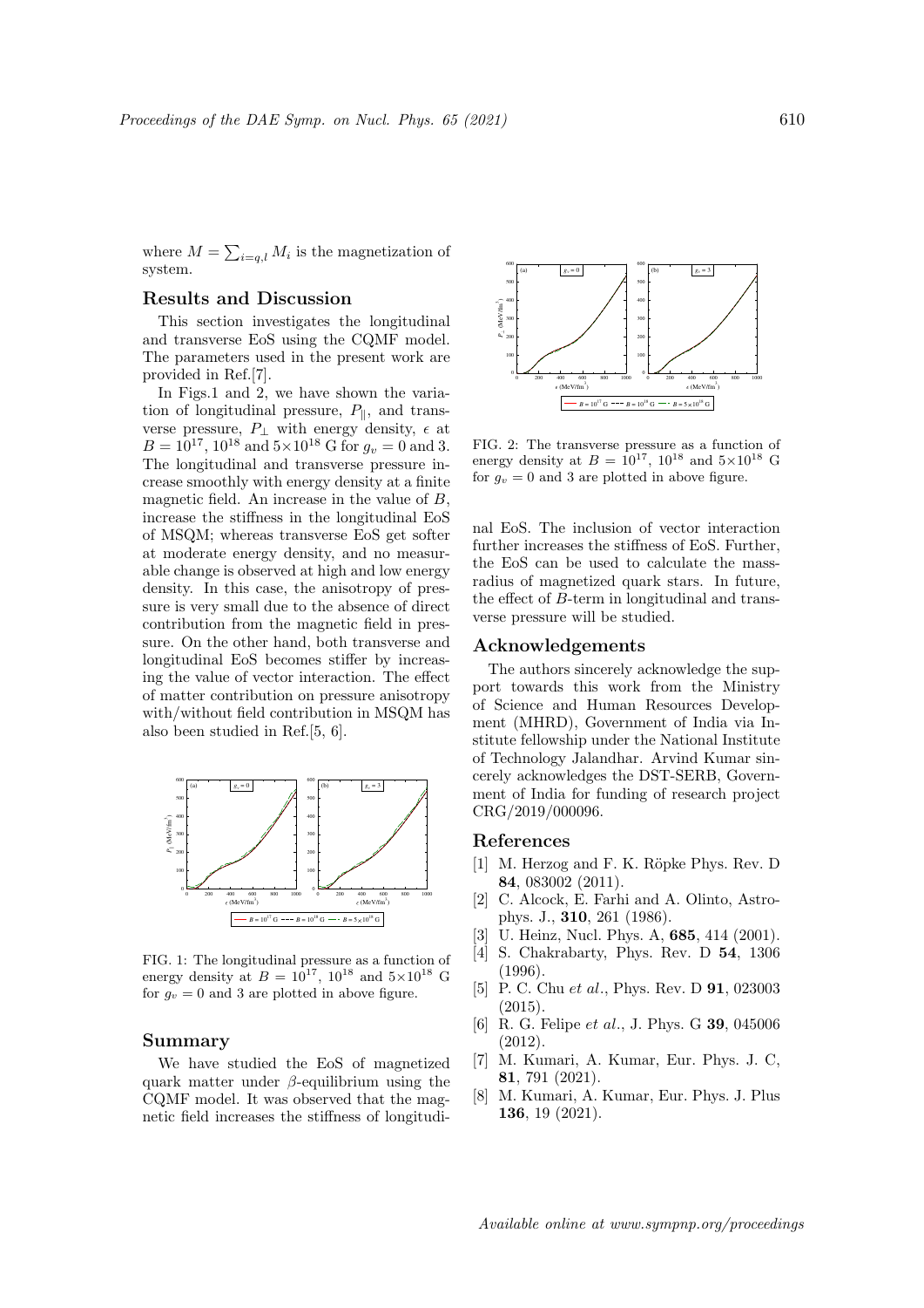where $M = \sum_{i=q,l} M_i$ is the magnetization of system.

## Results and Discussion

This section investigates the longitudinal and transverse EoS using the CQMF model. The parameters used in the present work are provided in Ref.[7].

In Figs.1 and 2, we have shown the variation of longitudinal pressure, $P_{\parallel}$, and transverse pressure, $P_{\perp}$ with energy density, $\epsilon$ at $B = 10^{17}$, $10^{18}$ and $5{\times}10^{18}$ G for $g_v = 0$ and 3. The longitudinal and transverse pressure increase smoothly with energy density at a finite magnetic field. An increase in the value of $B$, increase the stiffness in the longitudinal EoS of MSQM; whereas transverse EoS get softer at moderate energy density, and no measurable change is observed at high and low energy density. In this case, the anisotropy of pressure is very small due to the absence of direct contribution from the magnetic field in pressure. On the other hand, both transverse and longitudinal EoS becomes stiffer by increasing the value of vector interaction. The effect of matter contribution on pressure anisotropy with/without field contribution in MSQM has also been studied in Ref.[5, 6].

(a) $g_v = 0$
(b) $g_v = 3$
$P_{\parallel}$ (MeV/fm$^3$)
$\epsilon$ (MeV/fm$^3$)
$B = 10^{17}$ G, $B = 10^{18}$ G, $B = 5{\times}10^{18}$ G

FIG. 1: The longitudinal pressure as a function of energy density at $B = 10^{17}$, $10^{18}$ and $5{\times}10^{18}$ G for $g_v = 0$ and 3 are plotted in above figure.

## Summary

We have studied the EoS of magnetized quark matter under $\beta$-equilibrium using the CQMF model. It was observed that the magnetic field increases the stiffness of longitudinal EoS. The inclusion of vector interaction further increases the stiffness of EoS. Further, the EoS can be used to calculate the mass-radius of magnetized quark stars. In future, the effect of $B$-term in longitudinal and transverse pressure will be studied.

(a) $g_v = 0$
(b) $g_v = 3$
$P_{\perp}$ (MeV/fm$^3$)
$\epsilon$ (MeV/fm$^3$)
$B = 10^{17}$ G, $B = 10^{18}$ G, $B = 5{\times}10^{18}$ G

FIG. 2: The transverse pressure as a function of energy density at $B = 10^{17}$, $10^{18}$ and $5{\times}10^{18}$ G for $g_v = 0$ and 3 are plotted in above figure.

## Acknowledgements

The authors sincerely acknowledge the support towards this work from the Ministry of Science and Human Resources Development (MHRD), Government of India via Institute fellowship under the National Institute of Technology Jalandhar. Arvind Kumar sincerely acknowledges the DST-SERB, Government of India for funding of research project CRG/2019/000096.

## References

[1] M. Herzog and F. K. Röpke Phys. Rev. D **84**, 083002 (2011).

[2] C. Alcock, E. Farhi and A. Olinto, Astrophys. J., **310**, 261 (1986).

[3] U. Heinz, Nucl. Phys. A, **685**, 414 (2001).

[4] S. Chakrabarty, Phys. Rev. D **54**, 1306 (1996).

[5] P. C. Chu *et al.*, Phys. Rev. D **91**, 023003 (2015).

[6] R. G. Felipe *et al.*, J. Phys. G **39**, 045006 (2012).

[7] M. Kumari, A. Kumar, Eur. Phys. J. C, **81**, 791 (2021).

[8] M. Kumari, A. Kumar, Eur. Phys. J. Plus **136**, 19 (2021).